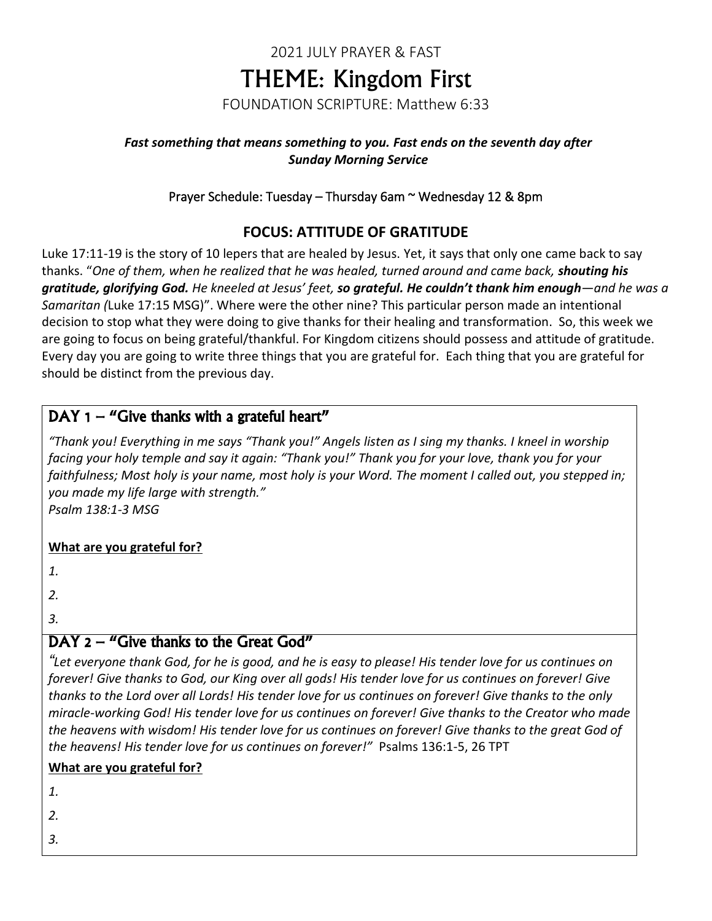2021 JULY PRAYER & FAST

# THEME: Kingdom First

FOUNDATION SCRIPTURE: Matthew 6:33

***Fast something that means something to you. Fast ends on the seventh day after Sunday Morning Service***

Prayer Schedule: Tuesday – Thursday 6am ~ Wednesday 12 & 8pm

## FOCUS: ATTITUDE OF GRATITUDE

Luke 17:11-19 is the story of 10 lepers that are healed by Jesus. Yet, it says that only one came back to say thanks. "*One of them, when he realized that he was healed, turned around and came back, **shouting his gratitude, glorifying God.** He kneeled at Jesus' feet, **so grateful. He couldn't thank him enough**—and he was a Samaritan (*Luke 17:15 MSG)". Where were the other nine? This particular person made an intentional decision to stop what they were doing to give thanks for their healing and transformation. So, this week we are going to focus on being grateful/thankful. For Kingdom citizens should possess and attitude of gratitude. Every day you are going to write three things that you are grateful for. Each thing that you are grateful for should be distinct from the previous day.

### DAY 1 – "Give thanks with a grateful heart"

*"Thank you! Everything in me says "Thank you!" Angels listen as I sing my thanks. I kneel in worship facing your holy temple and say it again: "Thank you!" Thank you for your love, thank you for your faithfulness; Most holy is your name, most holy is your Word. The moment I called out, you stepped in; you made my life large with strength."*
*Psalm 138:1-3 MSG*

**What are you grateful for?**

*1.*

*2.*

*3.*

### DAY 2 – "Give thanks to the Great God"

*"Let everyone thank God, for he is good, and he is easy to please! His tender love for us continues on forever! Give thanks to God, our King over all gods! His tender love for us continues on forever! Give thanks to the Lord over all Lords! His tender love for us continues on forever! Give thanks to the only miracle-working God! His tender love for us continues on forever! Give thanks to the Creator who made the heavens with wisdom! His tender love for us continues on forever! Give thanks to the great God of the heavens! His tender love for us continues on forever!"* Psalms 136:1-5, 26 TPT

**What are you grateful for?**

*1.*

*2.*

*3.*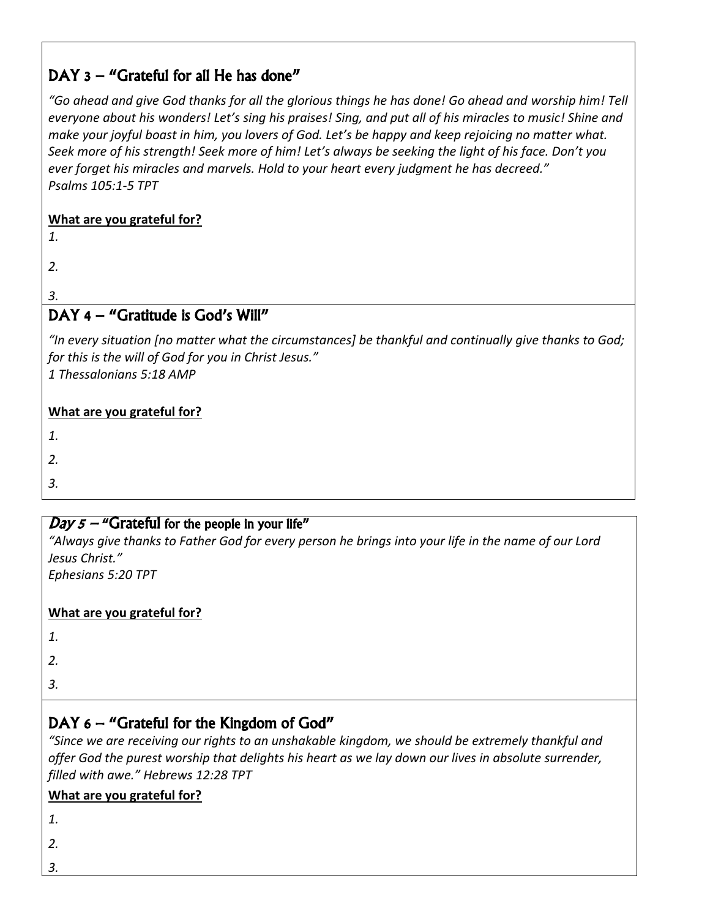## DAY 3 – "Grateful for all He has done"

*"Go ahead and give God thanks for all the glorious things he has done! Go ahead and worship him! Tell everyone about his wonders! Let's sing his praises! Sing, and put all of his miracles to music! Shine and make your joyful boast in him, you lovers of God. Let's be happy and keep rejoicing no matter what. Seek more of his strength! Seek more of him! Let's always be seeking the light of his face. Don't you ever forget his miracles and marvels. Hold to your heart every judgment he has decreed."*
*Psalms 105:1-5 TPT*

**What are you grateful for?**

*1.*

*2.*

*3.*

## DAY 4 – "Gratitude is God's Will"

*"In every situation [no matter what the circumstances] be thankful and continually give thanks to God; for this is the will of God for you in Christ Jesus."*
*1 Thessalonians 5:18 AMP*

**What are you grateful for?**

*1.*

*2.*

*3.*

## *Day 5* – "Grateful for the people in your life"

*"Always give thanks to Father God for every person he brings into your life in the name of our Lord Jesus Christ."*
*Ephesians 5:20 TPT*

**What are you grateful for?**

*1.*

*2.*

*3.*

## DAY 6 – "Grateful for the Kingdom of God"

*"Since we are receiving our rights to an unshakable kingdom, we should be extremely thankful and offer God the purest worship that delights his heart as we lay down our lives in absolute surrender, filled with awe." Hebrews 12:28 TPT*

**What are you grateful for?**

*1.*

*2.*

*3.*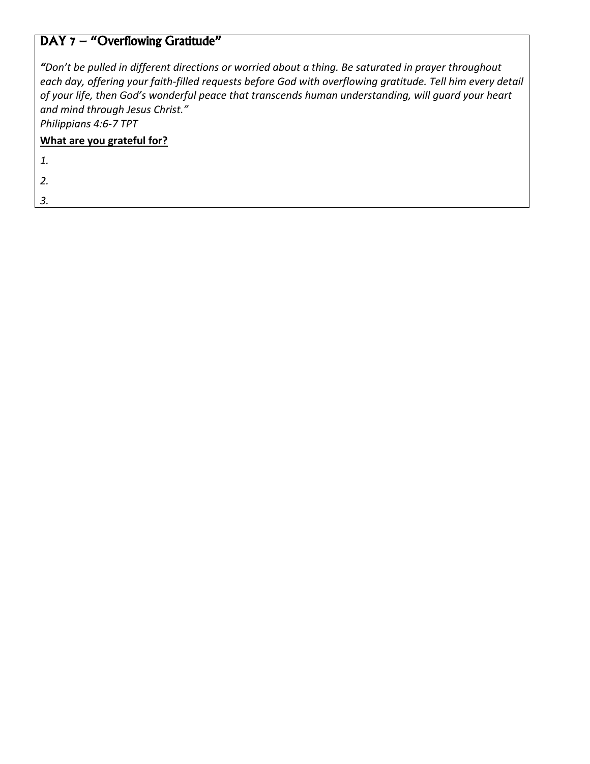## DAY 7 – "Overflowing Gratitude"

*"Don't be pulled in different directions or worried about a thing. Be saturated in prayer throughout each day, offering your faith-filled requests before God with overflowing gratitude. Tell him every detail of your life, then God's wonderful peace that transcends human understanding, will guard your heart and mind through Jesus Christ."*
*Philippians 4:6-7 TPT*

**What are you grateful for?**

*1.*

*2.*

*3.*